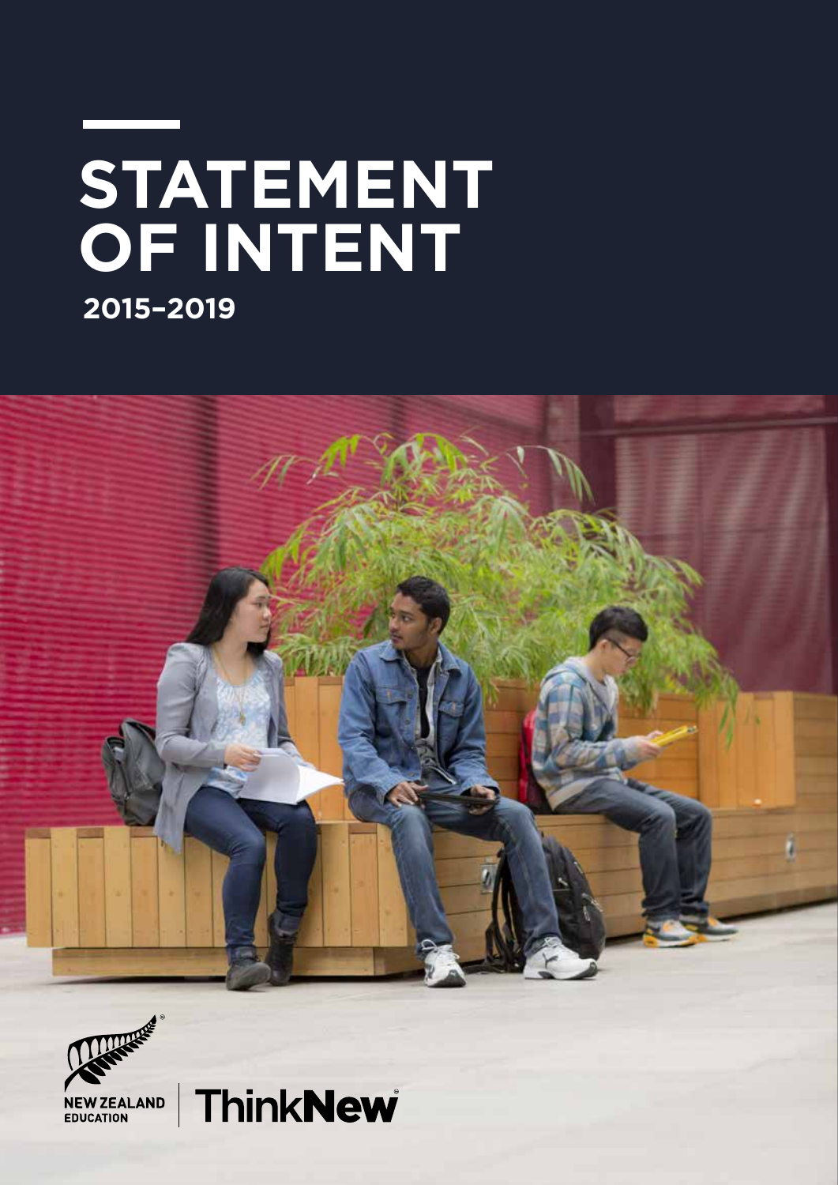# STATEMENT OF INTENT

## 2015–2019

NEW ZEALAND EDUCATION

ThinkNew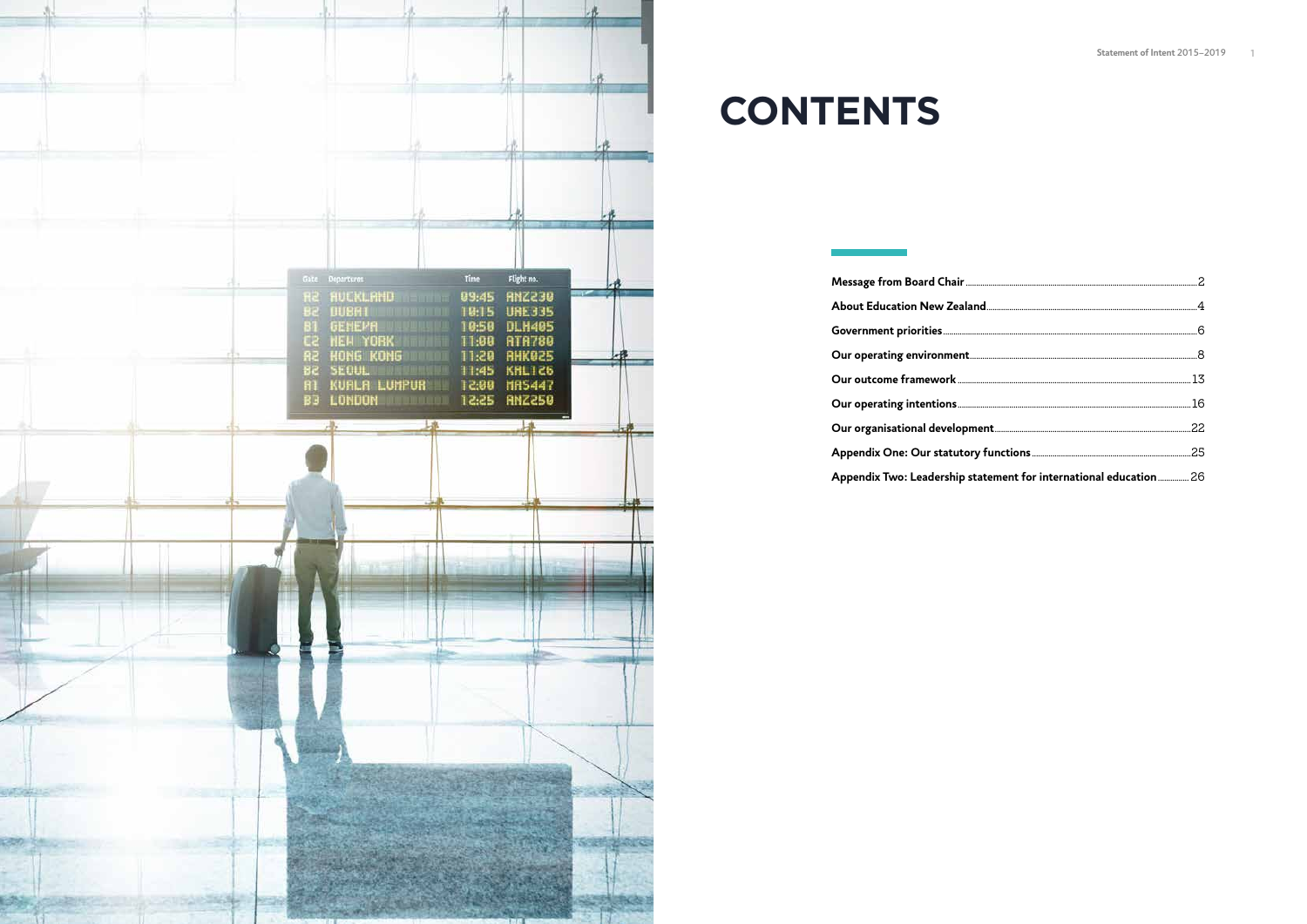# CONTENTS

| | |
|---|---|
| **Message from Board Chair** | 2 |
| **About Education New Zealand** | 4 |
| **Government priorities** | 6 |
| **Our operating environment** | 8 |
| **Our outcome framework** | 13 |
| **Our operating intentions** | 16 |
| **Our organisational development** | 22 |
| **Appendix One: Our statutory functions** | 25 |
| **Appendix Two: Leadership statement for international education** | 26 |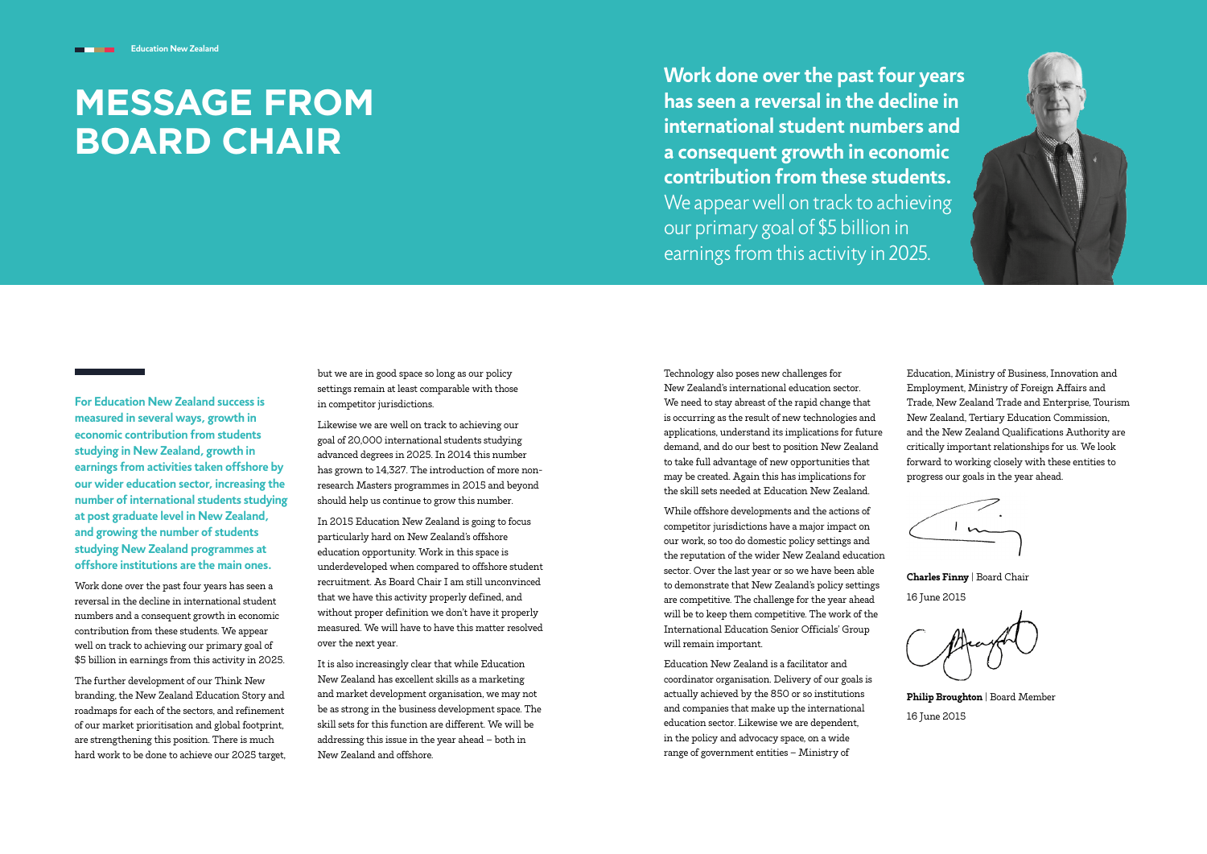# MESSAGE FROM BOARD CHAIR

**Work done over the past four years has seen a reversal in the decline in international student numbers and a consequent growth in economic contribution from these students.** We appear well on track to achieving our primary goal of $5 billion in earnings from this activity in 2025.

**For Education New Zealand success is measured in several ways, growth in economic contribution from students studying in New Zealand, growth in earnings from activities taken offshore by our wider education sector, increasing the number of international students studying at post graduate level in New Zealand, and growing the number of students studying New Zealand programmes at offshore institutions are the main ones.**

Work done over the past four years has seen a reversal in the decline in international student numbers and a consequent growth in economic contribution from these students. We appear well on track to achieving our primary goal of $5 billion in earnings from this activity in 2025.

The further development of our Think New branding, the New Zealand Education Story and roadmaps for each of the sectors, and refinement of our market prioritisation and global footprint, are strengthening this position. There is much hard work to be done to achieve our 2025 target, but we are in good space so long as our policy settings remain at least comparable with those in competitor jurisdictions.

Likewise we are well on track to achieving our goal of 20,000 international students studying advanced degrees in 2025. In 2014 this number has grown to 14,327. The introduction of more non-research Masters programmes in 2015 and beyond should help us continue to grow this number.

In 2015 Education New Zealand is going to focus particularly hard on New Zealand's offshore education opportunity. Work in this space is underdeveloped when compared to offshore student recruitment. As Board Chair I am still unconvinced that we have this activity properly defined, and without proper definition we don't have it properly measured. We will have to have this matter resolved over the next year.

It is also increasingly clear that while Education New Zealand has excellent skills as a marketing and market development organisation, we may not be as strong in the business development space. The skill sets for this function are different. We will be addressing this issue in the year ahead – both in New Zealand and offshore.

Technology also poses new challenges for New Zealand's international education sector. We need to stay abreast of the rapid change that is occurring as the result of new technologies and applications, understand its implications for future demand, and do our best to position New Zealand to take full advantage of new opportunities that may be created. Again this has implications for the skill sets needed at Education New Zealand.

While offshore developments and the actions of competitor jurisdictions have a major impact on our work, so too do domestic policy settings and the reputation of the wider New Zealand education sector. Over the last year or so we have been able to demonstrate that New Zealand's policy settings are competitive. The challenge for the year ahead will be to keep them competitive. The work of the International Education Senior Officials' Group will remain important.

Education New Zealand is a facilitator and coordinator organisation. Delivery of our goals is actually achieved by the 850 or so institutions and companies that make up the international education sector. Likewise we are dependent, in the policy and advocacy space, on a wide range of government entities – Ministry of Education, Ministry of Business, Innovation and Employment, Ministry of Foreign Affairs and Trade, New Zealand Trade and Enterprise, Tourism New Zealand, Tertiary Education Commission, and the New Zealand Qualifications Authority are critically important relationships for us. We look forward to working closely with these entities to progress our goals in the year ahead.

**Charles Finny** | Board Chair

16 June 2015

**Philip Broughton** | Board Member

16 June 2015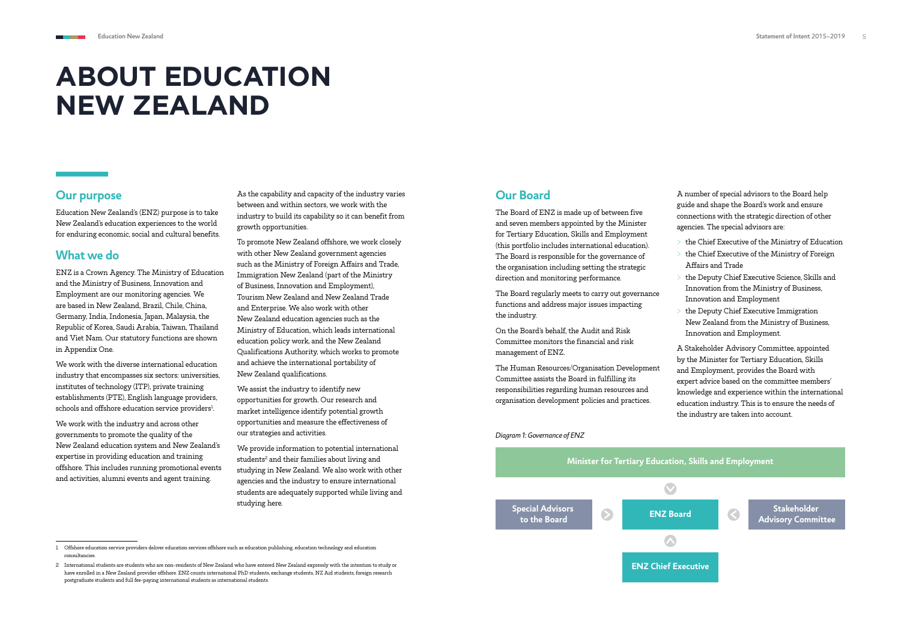// ABOUT EDUCATION NEW ZEALAND

# ABOUT EDUCATION NEW ZEALAND

## Our purpose

Education New Zealand's (ENZ) purpose is to take New Zealand's education experiences to the world for enduring economic, social and cultural benefits.

## What we do

ENZ is a Crown Agency. The Ministry of Education and the Ministry of Business, Innovation and Employment are our monitoring agencies. We are based in New Zealand, Brazil, Chile, China, Germany, India, Indonesia, Japan, Malaysia, the Republic of Korea, Saudi Arabia, Taiwan, Thailand and Viet Nam. Our statutory functions are shown in Appendix One.

We work with the diverse international education industry that encompasses six sectors: universities, institutes of technology (ITP), private training establishments (PTE), English language providers, schools and offshore education service providers[1].

We work with the industry and across other governments to promote the quality of the New Zealand education system and New Zealand's expertise in providing education and training offshore. This includes running promotional events and activities, alumni events and agent training.

As the capability and capacity of the industry varies between and within sectors, we work with the industry to build its capability so it can benefit from growth opportunities.

To promote New Zealand offshore, we work closely with other New Zealand government agencies such as the Ministry of Foreign Affairs and Trade, Immigration New Zealand (part of the Ministry of Business, Innovation and Employment), Tourism New Zealand and New Zealand Trade and Enterprise. We also work with other New Zealand education agencies such as the Ministry of Education, which leads international education policy work, and the New Zealand Qualifications Authority, which works to promote and achieve the international portability of New Zealand qualifications.

We assist the industry to identify new opportunities for growth. Our research and market intelligence identify potential growth opportunities and measure the effectiveness of our strategies and activities.

We provide information to potential international students[2] and their families about living and studying in New Zealand. We also work with other agencies and the industry to ensure international students are adequately supported while living and studying here.

## Our Board

The Board of ENZ is made up of between five and seven members appointed by the Minister for Tertiary Education, Skills and Employment (this portfolio includes international education). The Board is responsible for the governance of the organisation including setting the strategic direction and monitoring performance.

The Board regularly meets to carry out governance functions and address major issues impacting the industry.

On the Board's behalf, the Audit and Risk Committee monitors the financial and risk management of ENZ.

The Human Resources/Organisation Development Committee assists the Board in fulfilling its responsibilities regarding human resources and organisation development policies and practices.

A number of special advisors to the Board help guide and shape the Board's work and ensure connections with the strategic direction of other agencies. The special advisors are:

- the Chief Executive of the Ministry of Education
- the Chief Executive of the Ministry of Foreign Affairs and Trade
- the Deputy Chief Executive Science, Skills and Innovation from the Ministry of Business, Innovation and Employment
- the Deputy Chief Executive Immigration New Zealand from the Ministry of Business, Innovation and Employment.

A Stakeholder Advisory Committee, appointed by the Minister for Tertiary Education, Skills and Employment, provides the Board with expert advice based on the committee members' knowledge and experience within the international education industry. This is to ensure the needs of the industry are taken into account.

*Diagram 1: Governance of ENZ*

Minister for Tertiary Education, Skills and Employment → ENZ Board

Special Advisors to the Board → ENZ Board ← Stakeholder Advisory Committee

ENZ Chief Executive → ENZ Board

---

1 Offshore education service providers deliver education services offshore such as education publishing, education technology and education consultancies.

2 International students are students who are non-residents of New Zealand who have entered New Zealand expressly with the intention to study or have enrolled in a New Zealand provider offshore. ENZ counts international PhD students, exchange students, NZ Aid students, foreign research postgraduate students and full fee-paying international students as international students.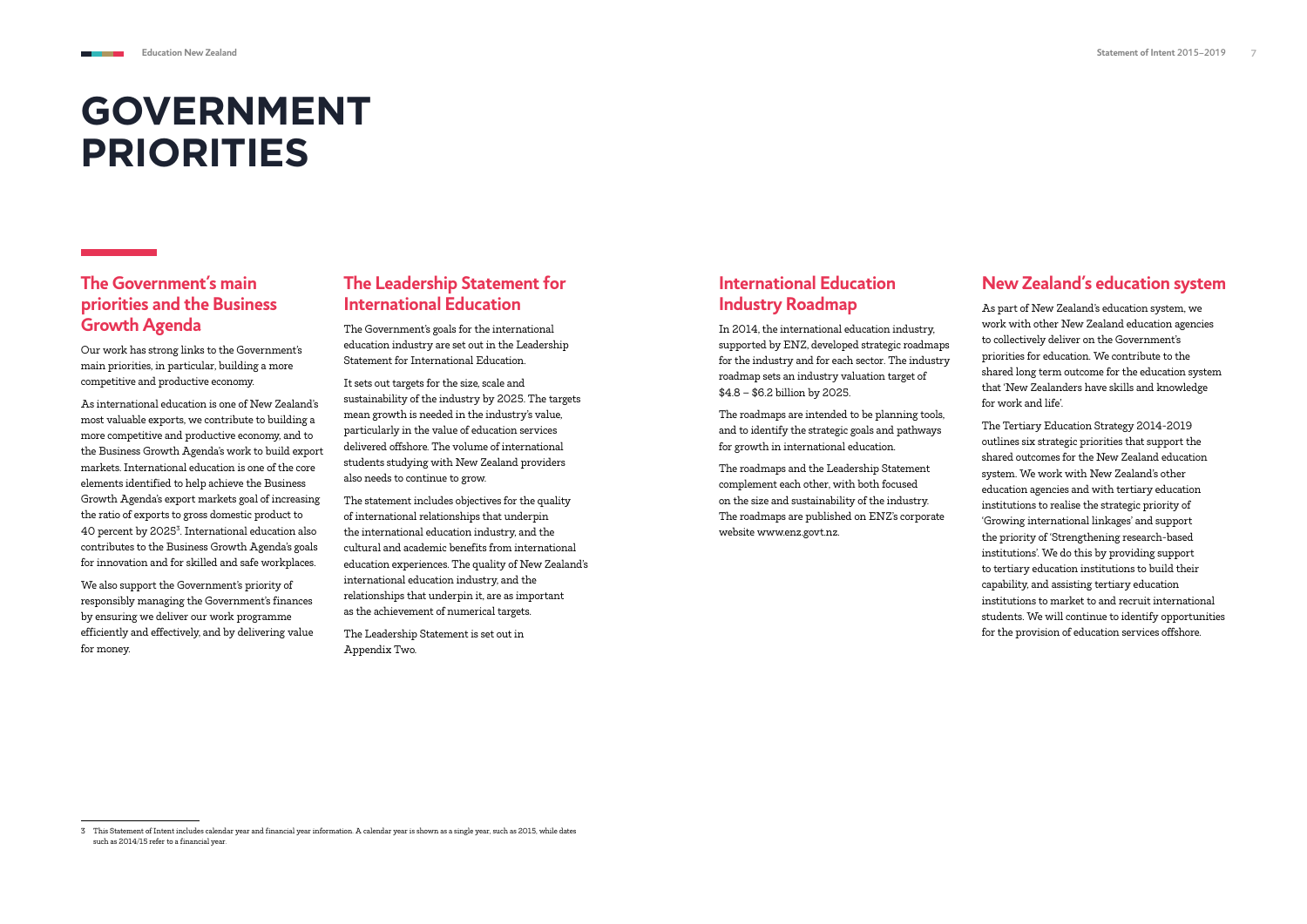# GOVERNMENT PRIORITIES

## The Government's main priorities and the Business Growth Agenda

Our work has strong links to the Government's main priorities, in particular, building a more competitive and productive economy.

As international education is one of New Zealand's most valuable exports, we contribute to building a more competitive and productive economy, and to the Business Growth Agenda's work to build export markets. International education is one of the core elements identified to help achieve the Business Growth Agenda's export markets goal of increasing the ratio of exports to gross domestic product to 40 percent by 2025[3]. International education also contributes to the Business Growth Agenda's goals for innovation and for skilled and safe workplaces.

We also support the Government's priority of responsibly managing the Government's finances by ensuring we deliver our work programme efficiently and effectively, and by delivering value for money.

## The Leadership Statement for International Education

The Government's goals for the international education industry are set out in the Leadership Statement for International Education.

It sets out targets for the size, scale and sustainability of the industry by 2025. The targets mean growth is needed in the industry's value, particularly in the value of education services delivered offshore. The volume of international students studying with New Zealand providers also needs to continue to grow.

The statement includes objectives for the quality of international relationships that underpin the international education industry, and the cultural and academic benefits from international education experiences. The quality of New Zealand's international education industry, and the relationships that underpin it, are as important as the achievement of numerical targets.

The Leadership Statement is set out in Appendix Two.

## International Education Industry Roadmap

In 2014, the international education industry, supported by ENZ, developed strategic roadmaps for the industry and for each sector. The industry roadmap sets an industry valuation target of $4.8 – $6.2 billion by 2025.

The roadmaps are intended to be planning tools, and to identify the strategic goals and pathways for growth in international education.

The roadmaps and the Leadership Statement complement each other, with both focused on the size and sustainability of the industry. The roadmaps are published on ENZ's corporate website www.enz.govt.nz.

## New Zealand's education system

As part of New Zealand's education system, we work with other New Zealand education agencies to collectively deliver on the Government's priorities for education. We contribute to the shared long term outcome for the education system that 'New Zealanders have skills and knowledge for work and life'.

The Tertiary Education Strategy 2014-2019 outlines six strategic priorities that support the shared outcomes for the New Zealand education system. We work with New Zealand's other education agencies and with tertiary education institutions to realise the strategic priority of 'Growing international linkages' and support the priority of 'Strengthening research-based institutions'. We do this by providing support to tertiary education institutions to build their capability, and assisting tertiary education institutions to market to and recruit international students. We will continue to identify opportunities for the provision of education services offshore.

---

3 This Statement of Intent includes calendar year and financial year information. A calendar year is shown as a single year, such as 2015, while dates such as 2014/15 refer to a financial year.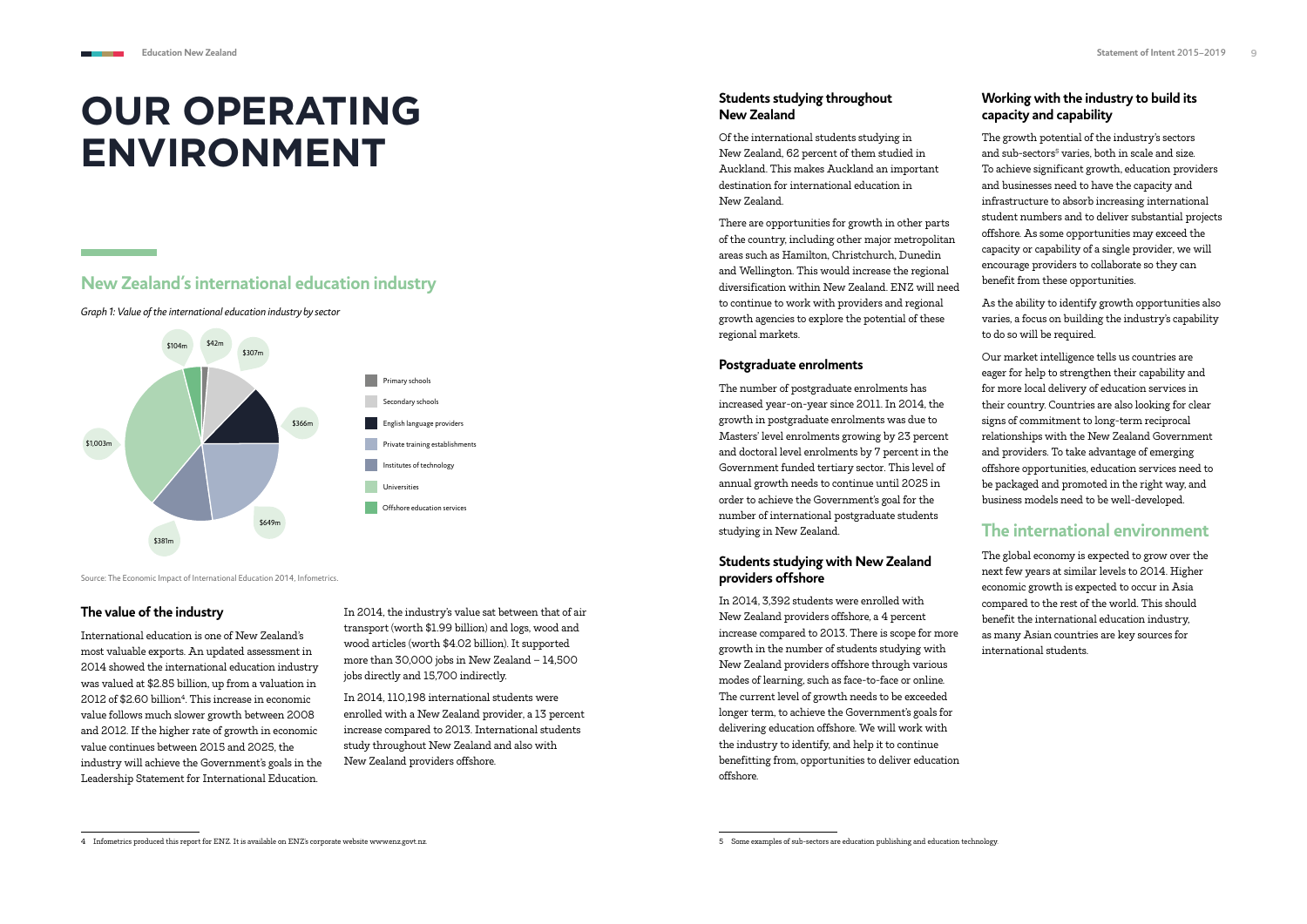# OUR OPERATING ENVIRONMENT

## New Zealand's international education industry

*Graph 1: Value of the international education industry by sector*

| Sector | Value |
|---|---|
| Primary schools | $42m |
| Secondary schools | $307m |
| English language providers | $366m |
| Private training establishments | $649m |
| Institutes of technology | $381m |
| Universities | $1,003m |
| Offshore education services | $104m |

Source: The Economic Impact of International Education 2014, Infometrics.

### The value of the industry

International education is one of New Zealand's most valuable exports. An updated assessment in 2014 showed the international education industry was valued at $2.85 billion, up from a valuation in 2012 of $2.60 billion[4]. This increase in economic value follows much slower growth between 2008 and 2012. If the higher rate of growth in economic value continues between 2015 and 2025, the industry will achieve the Government's goals in the Leadership Statement for International Education.

In 2014, the industry's value sat between that of air transport (worth $1.99 billion) and logs, wood and wood articles (worth $4.02 billion). It supported more than 30,000 jobs in New Zealand – 14,500 jobs directly and 15,700 indirectly.

In 2014, 110,198 international students were enrolled with a New Zealand provider, a 13 percent increase compared to 2013. International students study throughout New Zealand and also with New Zealand providers offshore.

### Students studying throughout New Zealand

Of the international students studying in New Zealand, 62 percent of them studied in Auckland. This makes Auckland an important destination for international education in New Zealand.

There are opportunities for growth in other parts of the country, including other major metropolitan areas such as Hamilton, Christchurch, Dunedin and Wellington. This would increase the regional diversification within New Zealand. ENZ will need to continue to work with providers and regional growth agencies to explore the potential of these regional markets.

### Postgraduate enrolments

The number of postgraduate enrolments has increased year-on-year since 2011. In 2014, the growth in postgraduate enrolments was due to Masters' level enrolments growing by 23 percent and doctoral level enrolments by 7 percent in the Government funded tertiary sector. This level of annual growth needs to continue until 2025 in order to achieve the Government's goal for the number of international postgraduate students studying in New Zealand.

### Students studying with New Zealand providers offshore

In 2014, 3,392 students were enrolled with New Zealand providers offshore, a 4 percent increase compared to 2013. There is scope for more growth in the number of students studying with New Zealand providers offshore through various modes of learning, such as face-to-face or online. The current level of growth needs to be exceeded longer term, to achieve the Government's goals for delivering education offshore. We will work with the industry to identify, and help it to continue benefitting from, opportunities to deliver education offshore.

### Working with the industry to build its capacity and capability

The growth potential of the industry's sectors and sub-sectors[5] varies, both in scale and size. To achieve significant growth, education providers and businesses need to have the capacity and infrastructure to absorb increasing international student numbers and to deliver substantial projects offshore. As some opportunities may exceed the capacity or capability of a single provider, we will encourage providers to collaborate so they can benefit from these opportunities.

As the ability to identify growth opportunities also varies, a focus on building the industry's capability to do so will be required.

Our market intelligence tells us countries are eager for help to strengthen their capability and for more local delivery of education services in their country. Countries are also looking for clear signs of commitment to long-term reciprocal relationships with the New Zealand Government and providers. To take advantage of emerging offshore opportunities, education services need to be packaged and promoted in the right way, and business models need to be well-developed.

## The international environment

The global economy is expected to grow over the next few years at similar levels to 2014. Higher economic growth is expected to occur in Asia compared to the rest of the world. This should benefit the international education industry, as many Asian countries are key sources for international students.

---

4 Infometrics produced this report for ENZ. It is available on ENZ's corporate website www.enz.govt.nz.

5 Some examples of sub-sectors are education publishing and education technology.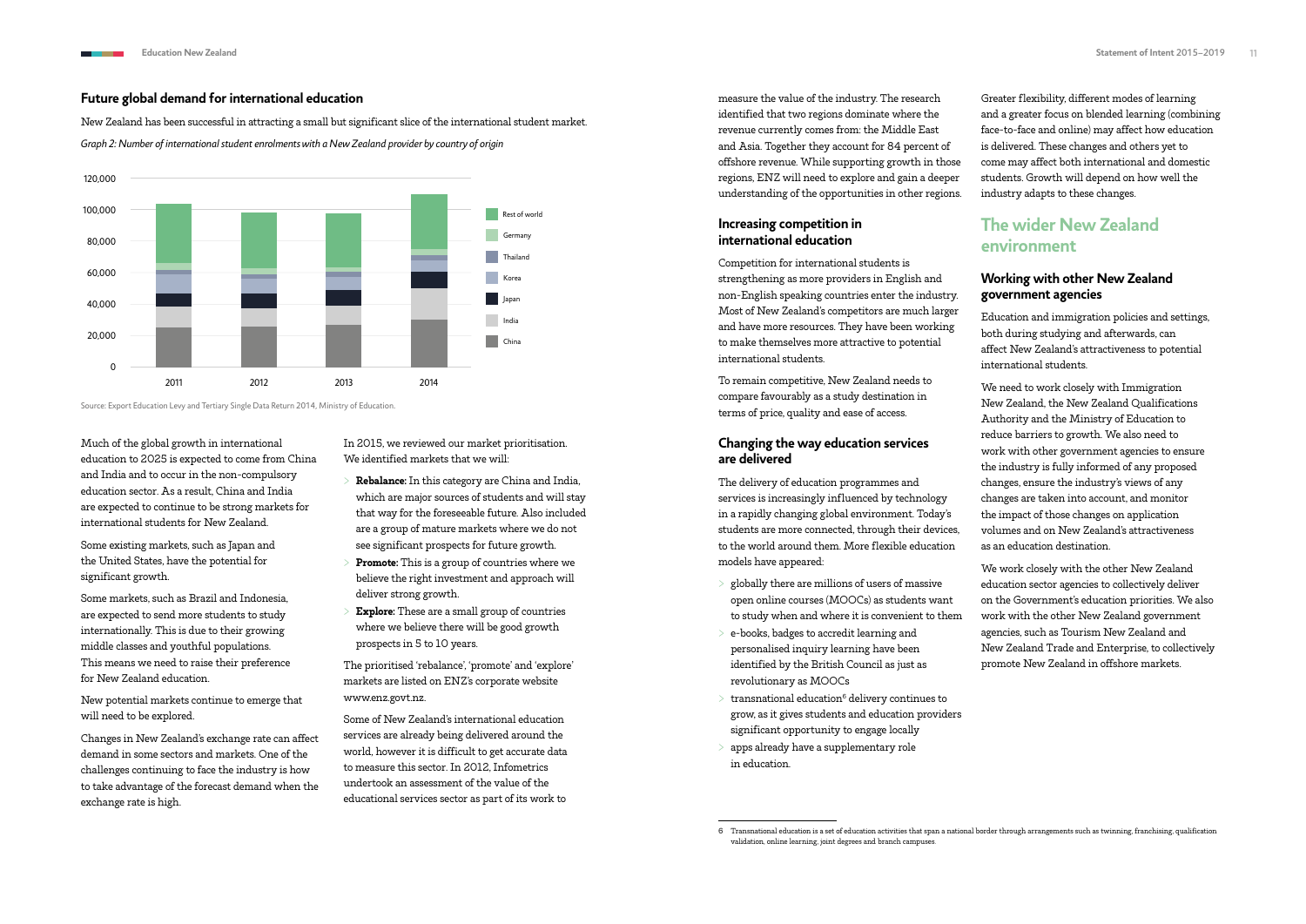## Future global demand for international education

New Zealand has been successful in attracting a small but significant slice of the international student market.

*Graph 2: Number of international student enrolments with a New Zealand provider by country of origin*

Source: Export Education Levy and Tertiary Single Data Return 2014, Ministry of Education.

Much of the global growth in international education to 2025 is expected to come from China and India and to occur in the non-compulsory education sector. As a result, China and India are expected to continue to be strong markets for international students for New Zealand.

Some existing markets, such as Japan and the United States, have the potential for significant growth.

Some markets, such as Brazil and Indonesia, are expected to send more students to study internationally. This is due to their growing middle classes and youthful populations. This means we need to raise their preference for New Zealand education.

New potential markets continue to emerge that will need to be explored.

Changes in New Zealand's exchange rate can affect demand in some sectors and markets. One of the challenges continuing to face the industry is how to take advantage of the forecast demand when the exchange rate is high.

In 2015, we reviewed our market prioritisation. We identified markets that we will:

- **Rebalance:** In this category are China and India, which are major sources of students and will stay that way for the foreseeable future. Also included are a group of mature markets where we do not see significant prospects for future growth.
- **Promote:** This is a group of countries where we believe the right investment and approach will deliver strong growth.
- **Explore:** These are a small group of countries where we believe there will be good growth prospects in 5 to 10 years.

The prioritised 'rebalance', 'promote' and 'explore' markets are listed on ENZ's corporate website www.enz.govt.nz.

Some of New Zealand's international education services are already being delivered around the world, however it is difficult to get accurate data to measure this sector. In 2012, Infometrics undertook an assessment of the value of the educational services sector as part of its work to measure the value of the industry. The research identified that two regions dominate where the revenue currently comes from: the Middle East and Asia. Together they account for 84 percent of offshore revenue. While supporting growth in those regions, ENZ will need to explore and gain a deeper understanding of the opportunities in other regions.

### Increasing competition in international education

Competition for international students is strengthening as more providers in English and non-English speaking countries enter the industry. Most of New Zealand's competitors are much larger and have more resources. They have been working to make themselves more attractive to potential international students.

To remain competitive, New Zealand needs to compare favourably as a study destination in terms of price, quality and ease of access.

### Changing the way education services are delivered

The delivery of education programmes and services is increasingly influenced by technology in a rapidly changing global environment. Today's students are more connected, through their devices, to the world around them. More flexible education models have appeared:

- globally there are millions of users of massive open online courses (MOOCs) as students want to study when and where it is convenient to them
- e-books, badges to accredit learning and personalised inquiry learning have been identified by the British Council as just as revolutionary as MOOCs
- transnational education[6] delivery continues to grow, as it gives students and education providers significant opportunity to engage locally
- apps already have a supplementary role in education.

Greater flexibility, different modes of learning and a greater focus on blended learning (combining face-to-face and online) may affect how education is delivered. These changes and others yet to come may affect both international and domestic students. Growth will depend on how well the industry adapts to these changes.

## The wider New Zealand environment

### Working with other New Zealand government agencies

Education and immigration policies and settings, both during studying and afterwards, can affect New Zealand's attractiveness to potential international students.

We need to work closely with Immigration New Zealand, the New Zealand Qualifications Authority and the Ministry of Education to reduce barriers to growth. We also need to work with other government agencies to ensure the industry is fully informed of any proposed changes, ensure the industry's views of any changes are taken into account, and monitor the impact of those changes on application volumes and on New Zealand's attractiveness as an education destination.

We work closely with the other New Zealand education sector agencies to collectively deliver on the Government's education priorities. We also work with the other New Zealand government agencies, such as Tourism New Zealand and New Zealand Trade and Enterprise, to collectively promote New Zealand in offshore markets.

---

6 Transnational education is a set of education activities that span a national border through arrangements such as twinning, franchising, qualification validation, online learning, joint degrees and branch campuses.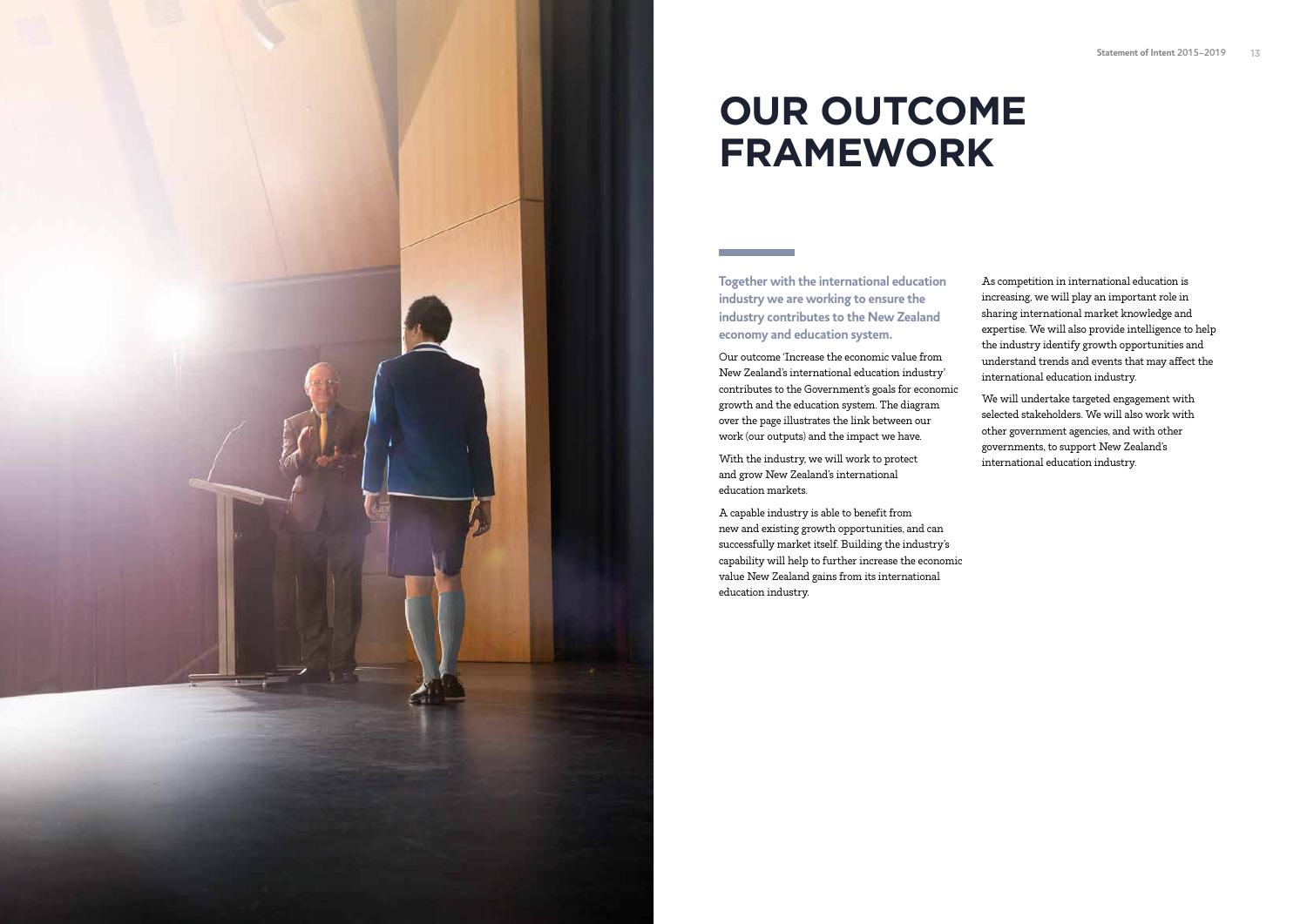# OUR OUTCOME FRAMEWORK

**Together with the international education industry we are working to ensure the industry contributes to the New Zealand economy and education system.**

Our outcome 'Increase the economic value from New Zealand's international education industry' contributes to the Government's goals for economic growth and the education system. The diagram over the page illustrates the link between our work (our outputs) and the impact we have.

With the industry, we will work to protect and grow New Zealand's international education markets.

A capable industry is able to benefit from new and existing growth opportunities, and can successfully market itself. Building the industry's capability will help to further increase the economic value New Zealand gains from its international education industry.

As competition in international education is increasing, we will play an important role in sharing international market knowledge and expertise. We will also provide intelligence to help the industry identify growth opportunities and understand trends and events that may affect the international education industry.

We will undertake targeted engagement with selected stakeholders. We will also work with other government agencies, and with other governments, to support New Zealand's international education industry.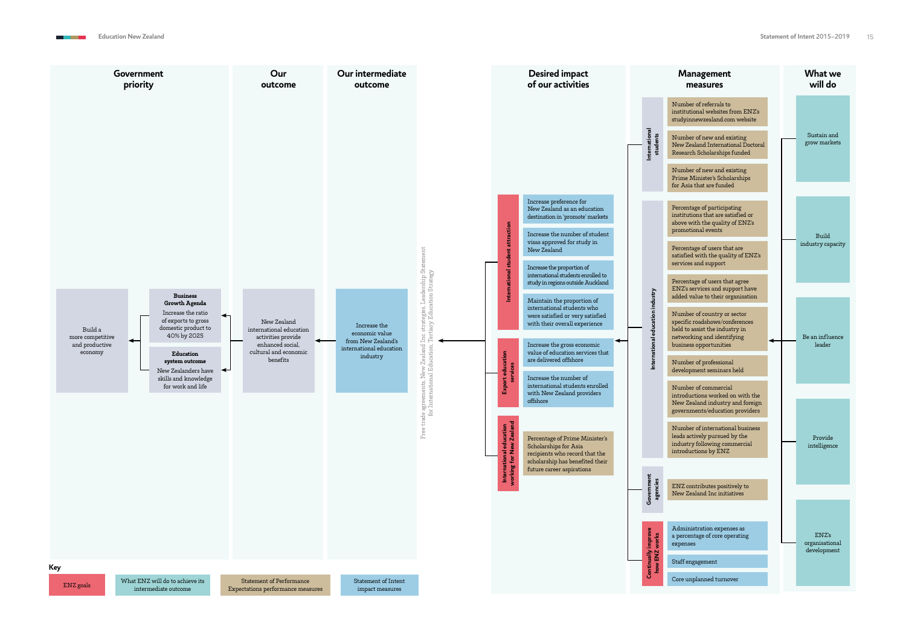## Government priority

Build a more competitive and productive economy

**Business Growth Agenda**
Increase the ratio of exports to gross domestic product to 40% by 2025

**Education system outcome**
New Zealanders have skills and knowledge for work and life

## Our outcome

New Zealand international education activities provide enhanced social, cultural and economic benefits

## Our intermediate outcome

Increase the economic value from New Zealand's international education industry

Free trade agreements, New Zealand Inc strategies, Leadership Statement for International Education, Tertiary Education Strategy

## Desired impact of our activities

**International student attraction**

- Increase preference for New Zealand as an education destination in 'promote' markets
- Increase the number of student visas approved for study in New Zealand
- Increase the proportion of international students enrolled to study in regions outside Auckland
- Maintain the proportion of international students who were satisfied or very satisfied with their overall experience

**Export education services**

- Increase the gross economic value of education services that are delivered offshore
- Increase the number of international students enrolled with New Zealand providers offshore

**International education working for New Zealand**

- Percentage of Prime Minister's Scholarships for Asia recipients who record that the scholarship has benefited their future career aspirations

## Management measures

**International students**

- Number of referrals to institutional websites from ENZ's studyinnewzealand.com website
- Number of new and existing New Zealand International Doctoral Research Scholarships funded
- Number of new and existing Prime Minister's Scholarships for Asia that are funded

**International education industry**

- Percentage of participating institutions that are satisfied or above with the quality of ENZ's promotional events
- Percentage of users that are satisfied with the quality of ENZ's services and support
- Percentage of users that agree ENZ's services and support have added value to their organisation
- Number of country or sector specific roadshows/conferences held to assist the industry in networking and identifying business opportunities
- Number of professional development seminars held
- Number of commercial introductions worked on with the New Zealand industry and foreign governments/education providers
- Number of international business leads actively pursued by the industry following commercial introductions by ENZ

**Government agencies**

- ENZ contributes positively to New Zealand Inc initiatives

**Continually improve how ENZ works**

- Administration expenses as a percentage of core operating expenses
- Staff engagement
- Core unplanned turnover

## What we will do

- Sustain and grow markets
- Build industry capacity
- Be an influence leader
- Provide intelligence
- ENZ's organisational development

**Key**

- ENZ goals
- What ENZ will do to achieve its intermediate outcome
- Statement of Performance Expectations performance measures
- Statement of Intent impact measures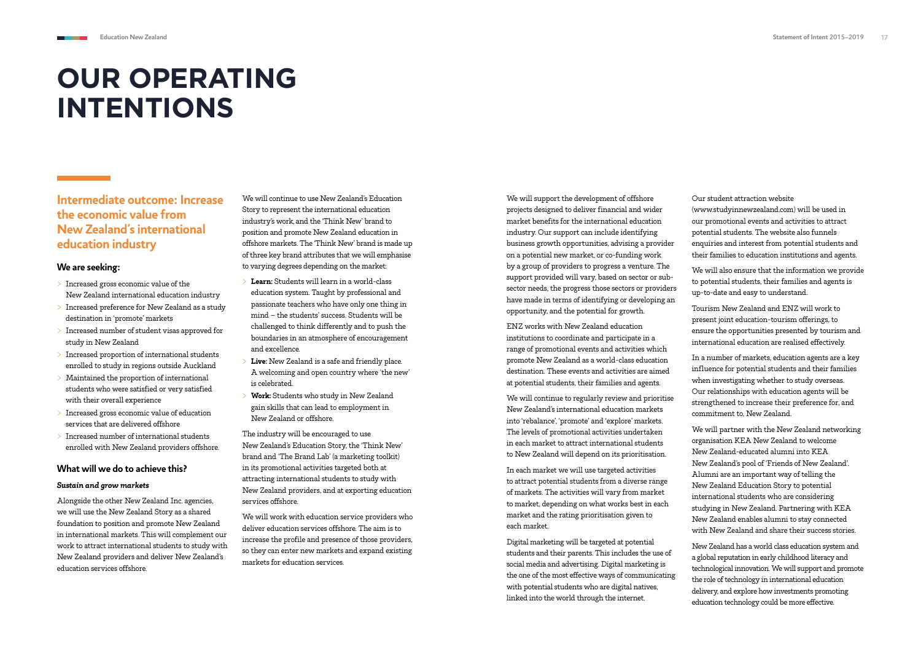# OUR OPERATING INTENTIONS

## Intermediate outcome: Increase the economic value from New Zealand's international education industry

### We are seeking:

- Increased gross economic value of the New Zealand international education industry
- Increased preference for New Zealand as a study destination in 'promote' markets
- Increased number of student visas approved for study in New Zealand
- Increased proportion of international students enrolled to study in regions outside Auckland
- Maintained the proportion of international students who were satisfied or very satisfied with their overall experience
- Increased gross economic value of education services that are delivered offshore
- Increased number of international students enrolled with New Zealand providers offshore.

### What will we do to achieve this?

#### *Sustain and grow markets*

Alongside the other New Zealand Inc. agencies, we will use the New Zealand Story as a shared foundation to position and promote New Zealand in international markets. This will complement our work to attract international students to study with New Zealand providers and deliver New Zealand's education services offshore.

We will continue to use New Zealand's Education Story to represent the international education industry's work, and the 'Think New' brand to position and promote New Zealand education in offshore markets. The 'Think New' brand is made up of three key brand attributes that we will emphasise to varying degrees depending on the market:

- **Learn:** Students will learn in a world-class education system. Taught by professional and passionate teachers who have only one thing in mind – the students' success. Students will be challenged to think differently and to push the boundaries in an atmosphere of encouragement and excellence.
- **Live:** New Zealand is a safe and friendly place. A welcoming and open country where 'the new' is celebrated.
- **Work:** Students who study in New Zealand gain skills that can lead to employment in New Zealand or offshore.

The industry will be encouraged to use New Zealand's Education Story, the 'Think New' brand and 'The Brand Lab' (a marketing toolkit) in its promotional activities targeted both at attracting international students to study with New Zealand providers, and at exporting education services offshore.

We will work with education service providers who deliver education services offshore. The aim is to increase the profile and presence of those providers, so they can enter new markets and expand existing markets for education services.

We will support the development of offshore projects designed to deliver financial and wider market benefits for the international education industry. Our support can include identifying business growth opportunities, advising a provider on a potential new market, or co-funding work by a group of providers to progress a venture. The support provided will vary, based on sector or sub-sector needs, the progress those sectors or providers have made in terms of identifying or developing an opportunity, and the potential for growth.

ENZ works with New Zealand education institutions to coordinate and participate in a range of promotional events and activities which promote New Zealand as a world-class education destination. These events and activities are aimed at potential students, their families and agents.

We will continue to regularly review and prioritise New Zealand's international education markets into 'rebalance', 'promote' and 'explore' markets. The levels of promotional activities undertaken in each market to attract international students to New Zealand will depend on its prioritisation.

In each market we will use targeted activities to attract potential students from a diverse range of markets. The activities will vary from market to market, depending on what works best in each market and the rating prioritisation given to each market.

Digital marketing will be targeted at potential students and their parents. This includes the use of social media and advertising. Digital marketing is the one of the most effective ways of communicating with potential students who are digital natives, linked into the world through the internet.

Our student attraction website (www.studyinnewzealand.com) will be used in our promotional events and activities to attract potential students. The website also funnels enquiries and interest from potential students and their families to education institutions and agents.

We will also ensure that the information we provide to potential students, their families and agents is up-to-date and easy to understand.

Tourism New Zealand and ENZ will work to present joint education-tourism offerings, to ensure the opportunities presented by tourism and international education are realised effectively.

In a number of markets, education agents are a key influence for potential students and their families when investigating whether to study overseas. Our relationships with education agents will be strengthened to increase their preference for, and commitment to, New Zealand.

We will partner with the New Zealand networking organisation KEA New Zealand to welcome New Zealand-educated alumni into KEA New Zealand's pool of 'Friends of New Zealand'. Alumni are an important way of telling the New Zealand Education Story to potential international students who are considering studying in New Zealand. Partnering with KEA New Zealand enables alumni to stay connected with New Zealand and share their success stories.

New Zealand has a world class education system and a global reputation in early childhood literacy and technological innovation. We will support and promote the role of technology in international education delivery, and explore how investments promoting education technology could be more effective.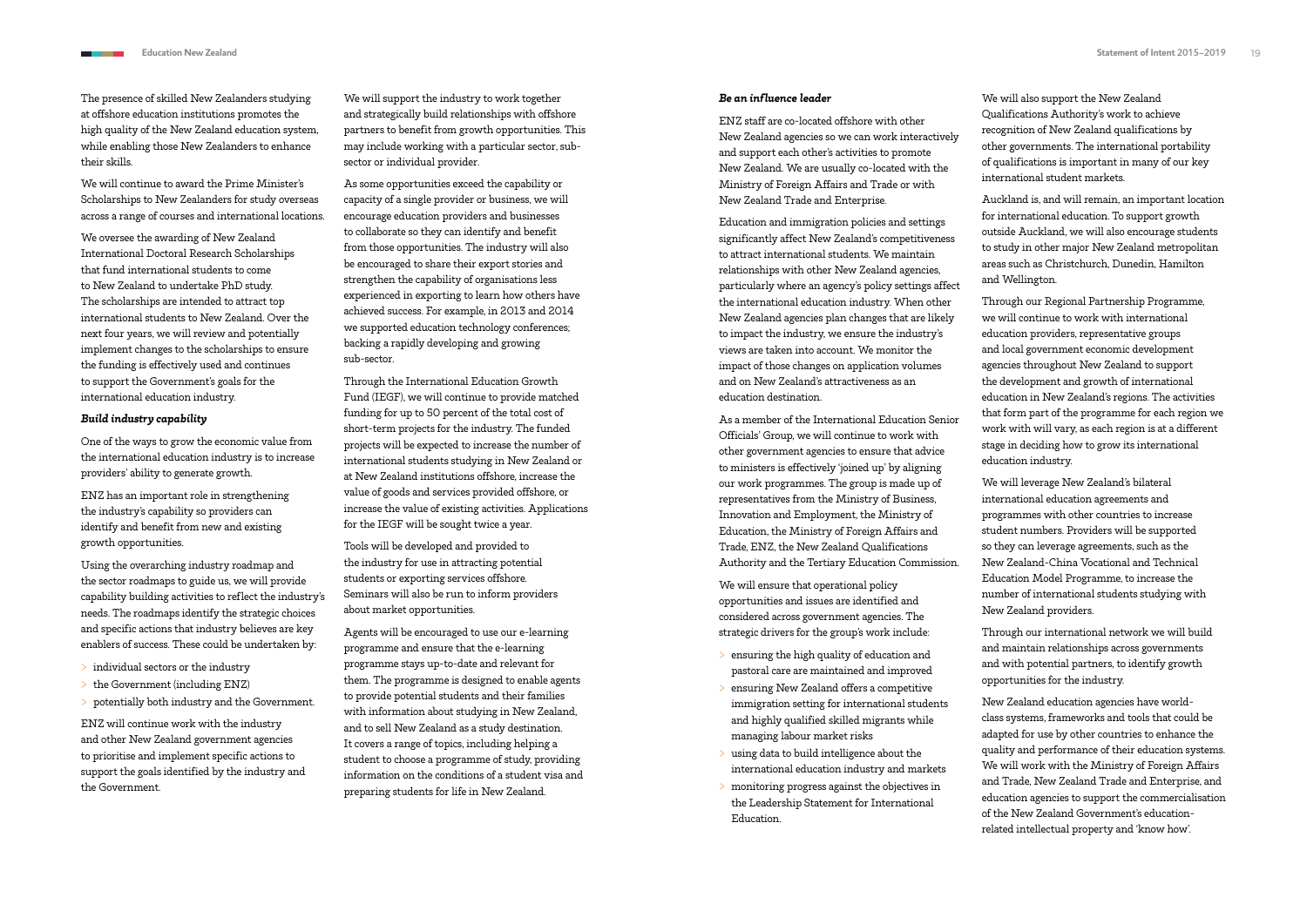The presence of skilled New Zealanders studying at offshore education institutions promotes the high quality of the New Zealand education system, while enabling those New Zealanders to enhance their skills.

We will continue to award the Prime Minister's Scholarships to New Zealanders for study overseas across a range of courses and international locations.

We oversee the awarding of New Zealand International Doctoral Research Scholarships that fund international students to come to New Zealand to undertake PhD study. The scholarships are intended to attract top international students to New Zealand. Over the next four years, we will review and potentially implement changes to the scholarships to ensure the funding is effectively used and continues to support the Government's goals for the international education industry.

***Build industry capability***

One of the ways to grow the economic value from the international education industry is to increase providers' ability to generate growth.

ENZ has an important role in strengthening the industry's capability so providers can identify and benefit from new and existing growth opportunities.

Using the overarching industry roadmap and the sector roadmaps to guide us, we will provide capability building activities to reflect the industry's needs. The roadmaps identify the strategic choices and specific actions that industry believes are key enablers of success. These could be undertaken by:

- individual sectors or the industry
- the Government (including ENZ)
- potentially both industry and the Government.

ENZ will continue work with the industry and other New Zealand government agencies to prioritise and implement specific actions to support the goals identified by the industry and the Government.

We will support the industry to work together and strategically build relationships with offshore partners to benefit from growth opportunities. This may include working with a particular sector, sub-sector or individual provider.

As some opportunities exceed the capability or capacity of a single provider or business, we will encourage education providers and businesses to collaborate so they can identify and benefit from those opportunities. The industry will also be encouraged to share their export stories and strengthen the capability of organisations less experienced in exporting to learn how others have achieved success. For example, in 2013 and 2014 we supported education technology conferences; backing a rapidly developing and growing sub-sector.

Through the International Education Growth Fund (IEGF), we will continue to provide matched funding for up to 50 percent of the total cost of short-term projects for the industry. The funded projects will be expected to increase the number of international students studying in New Zealand or at New Zealand institutions offshore, increase the value of goods and services provided offshore, or increase the value of existing activities. Applications for the IEGF will be sought twice a year.

Tools will be developed and provided to the industry for use in attracting potential students or exporting services offshore. Seminars will also be run to inform providers about market opportunities.

Agents will be encouraged to use our e-learning programme and ensure that the e-learning programme stays up-to-date and relevant for them. The programme is designed to enable agents to provide potential students and their families with information about studying in New Zealand, and to sell New Zealand as a study destination. It covers a range of topics, including helping a student to choose a programme of study, providing information on the conditions of a student visa and preparing students for life in New Zealand.

***Be an influence leader***

ENZ staff are co-located offshore with other New Zealand agencies so we can work interactively and support each other's activities to promote New Zealand. We are usually co-located with the Ministry of Foreign Affairs and Trade or with New Zealand Trade and Enterprise.

Education and immigration policies and settings significantly affect New Zealand's competitiveness to attract international students. We maintain relationships with other New Zealand agencies, particularly where an agency's policy settings affect the international education industry. When other New Zealand agencies plan changes that are likely to impact the industry, we ensure the industry's views are taken into account. We monitor the impact of those changes on application volumes and on New Zealand's attractiveness as an education destination.

As a member of the International Education Senior Officials' Group, we will continue to work with other government agencies to ensure that advice to ministers is effectively 'joined up' by aligning our work programmes. The group is made up of representatives from the Ministry of Business, Innovation and Employment, the Ministry of Education, the Ministry of Foreign Affairs and Trade, ENZ, the New Zealand Qualifications Authority and the Tertiary Education Commission.

We will ensure that operational policy opportunities and issues are identified and considered across government agencies. The strategic drivers for the group's work include:

- ensuring the high quality of education and pastoral care are maintained and improved
- ensuring New Zealand offers a competitive immigration setting for international students and highly qualified skilled migrants while managing labour market risks
- using data to build intelligence about the international education industry and markets
- monitoring progress against the objectives in the Leadership Statement for International Education.

We will also support the New Zealand Qualifications Authority's work to achieve recognition of New Zealand qualifications by other governments. The international portability of qualifications is important in many of our key international student markets.

Auckland is, and will remain, an important location for international education. To support growth outside Auckland, we will also encourage students to study in other major New Zealand metropolitan areas such as Christchurch, Dunedin, Hamilton and Wellington.

Through our Regional Partnership Programme, we will continue to work with international education providers, representative groups and local government economic development agencies throughout New Zealand to support the development and growth of international education in New Zealand's regions. The activities that form part of the programme for each region we work with will vary, as each region is at a different stage in deciding how to grow its international education industry.

We will leverage New Zealand's bilateral international education agreements and programmes with other countries to increase student numbers. Providers will be supported so they can leverage agreements, such as the New Zealand-China Vocational and Technical Education Model Programme, to increase the number of international students studying with New Zealand providers.

Through our international network we will build and maintain relationships across governments and with potential partners, to identify growth opportunities for the industry.

New Zealand education agencies have world-class systems, frameworks and tools that could be adapted for use by other countries to enhance the quality and performance of their education systems. We will work with the Ministry of Foreign Affairs and Trade, New Zealand Trade and Enterprise, and education agencies to support the commercialisation of the New Zealand Government's education-related intellectual property and 'know how'.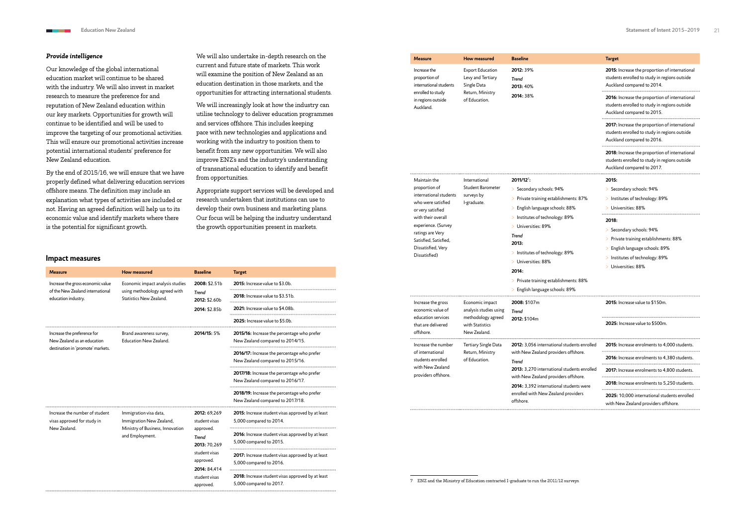### *Provide intelligence*

Our knowledge of the global international education market will continue to be shared with the industry. We will also invest in market research to measure the preference for and reputation of New Zealand education within our key markets. Opportunities for growth will continue to be identified and will be used to improve the targeting of our promotional activities. This will ensure our promotional activities increase potential international students' preference for New Zealand education.

By the end of 2015/16, we will ensure that we have properly defined what delivering education services offshore means. The definition may include an explanation what types of activities are included or not. Having an agreed definition will help us to its economic value and identify markets where there is the potential for significant growth.

We will also undertake in-depth research on the current and future state of markets. This work will examine the position of New Zealand as an education destination in those markets, and the opportunities for attracting international students.

We will increasingly look at how the industry can utilise technology to deliver education programmes and services offshore. This includes keeping pace with new technologies and applications and working with the industry to position them to benefit from any new opportunities. We will also improve ENZ's and the industry's understanding of transnational education to identify and benefit from opportunities.

Appropriate support services will be developed and research undertaken that institutions can use to develop their own business and marketing plans. Our focus will be helping the industry understand the growth opportunities present in markets.

## Impact measures

| Measure | How measured | Baseline | Target |
|---|---|---|---|
| Increase the gross economic value of the New Zealand international education industry. | Economic impact analysis studies using methodology agreed with Statistics New Zealand. | **2008:** \$2.51b<br>*Trend*<br>**2012:** \$2.60b<br>**2014:** \$2.85b | **2015:** Increase value to \$3.0b.<br>**2018:** Increase value to \$3.51b.<br>**2021:** Increase value to \$4.08b.<br>**2025:** Increase value to \$5.0b. |
| Increase the preference for New Zealand as an education destination in 'promote' markets. | Brand awareness survey, Education New Zealand. | **2014/15:** 5% | **2015/16:** Increase the percentage who prefer New Zealand compared to 2014/15.<br>**2016/17:** Increase the percentage who prefer New Zealand compared to 2015/16.<br>**2017/18:** Increase the percentage who prefer New Zealand compared to 2016/17.<br>**2018/19:** Increase the percentage who prefer New Zealand compared to 2017/18. |
| Increase the number of student visas approved for study in New Zealand. | Immigration visa data, Immigration New Zealand, Ministry of Business, Innovation and Employment. | **2012:** 69,269 student visas approved.<br>*Trend*<br>**2013:** 70,269 student visas approved.<br>**2014:** 84,414 student visas approved. | **2015:** Increase student visas approved by at least 5,000 compared to 2014.<br>**2016:** Increase student visas approved by at least 5,000 compared to 2015.<br>**2017:** Increase student visas approved by at least 5,000 compared to 2016.<br>**2018:** Increase student visas approved by at least 5,000 compared to 2017. |
| Increase the proportion of international students enrolled to study in regions outside Auckland. | Export Education Levy and Tertiary Single Data Return, Ministry of Education. | **2012:** 39%<br>*Trend*<br>**2013:** 40%<br>**2014:** 38% | **2015:** Increase the proportion of international students enrolled to study in regions outside Auckland compared to 2014.<br>**2016:** Increase the proportion of international students enrolled to study in regions outside Auckland compared to 2015.<br>**2017:** Increase the proportion of international students enrolled to study in regions outside Auckland compared to 2016.<br>**2018:** Increase the proportion of international students enrolled to study in regions outside Auckland compared to 2017. |
| Maintain the proportion of international students who were satisfied or very satisfied with their overall experience. (Survey ratings are Very Satisfied, Satisfied, Dissatisfied, Very Dissatisfied) | International Student Barometer surveys by I-graduate. | **2011/12**[7]**:**<br>> Secondary schools: 94%<br>> Private training establishments: 87%<br>> English language schools: 88%<br>> Institutes of technology: 89%<br>> Universities: 89%<br>*Trend*<br>**2013:**<br>> Institutes of technology: 89%<br>> Universities: 88%<br>**2014:**<br>> Private training establishments: 88%<br>> English language schools: 89% | **2015:**<br>> Secondary schools: 94%<br>> Institutes of technology: 89%<br>> Universities: 88%<br>**2018:**<br>> Secondary schools: 94%<br>> Private training establishments: 88%<br>> English language schools: 89%<br>> Institutes of technology: 89%<br>> Universities: 88% |
| Increase the gross economic value of education services that are delivered offshore. | Economic impact analysis studies using methodology agreed with Statistics New Zealand. | **2008:** \$107m<br>*Trend*<br>**2012:** \$104m | **2015:** Increase value to \$150m.<br>**2025:** Increase value to \$500m. |
| Increase the number of international students enrolled with New Zealand providers offshore. | Tertiary Single Data Return, Ministry of Education. | **2012:** 3,056 international students enrolled with New Zealand providers offshore.<br>*Trend*<br>**2013:** 3,270 international students enrolled with New Zealand providers offshore.<br>**2014:** 3,392 international students were enrolled with New Zealand providers offshore. | **2015:** Increase enrolments to 4,000 students.<br>**2016:** Increase enrolments to 4,380 students.<br>**2017:** Increase enrolments to 4,800 students.<br>**2018:** Increase enrolments to 5,250 students.<br>**2025:** 10,000 international students enrolled with New Zealand providers offshore. |

7 ENZ and the Ministry of Education contracted I-graduate to run the 2011/12 surveys.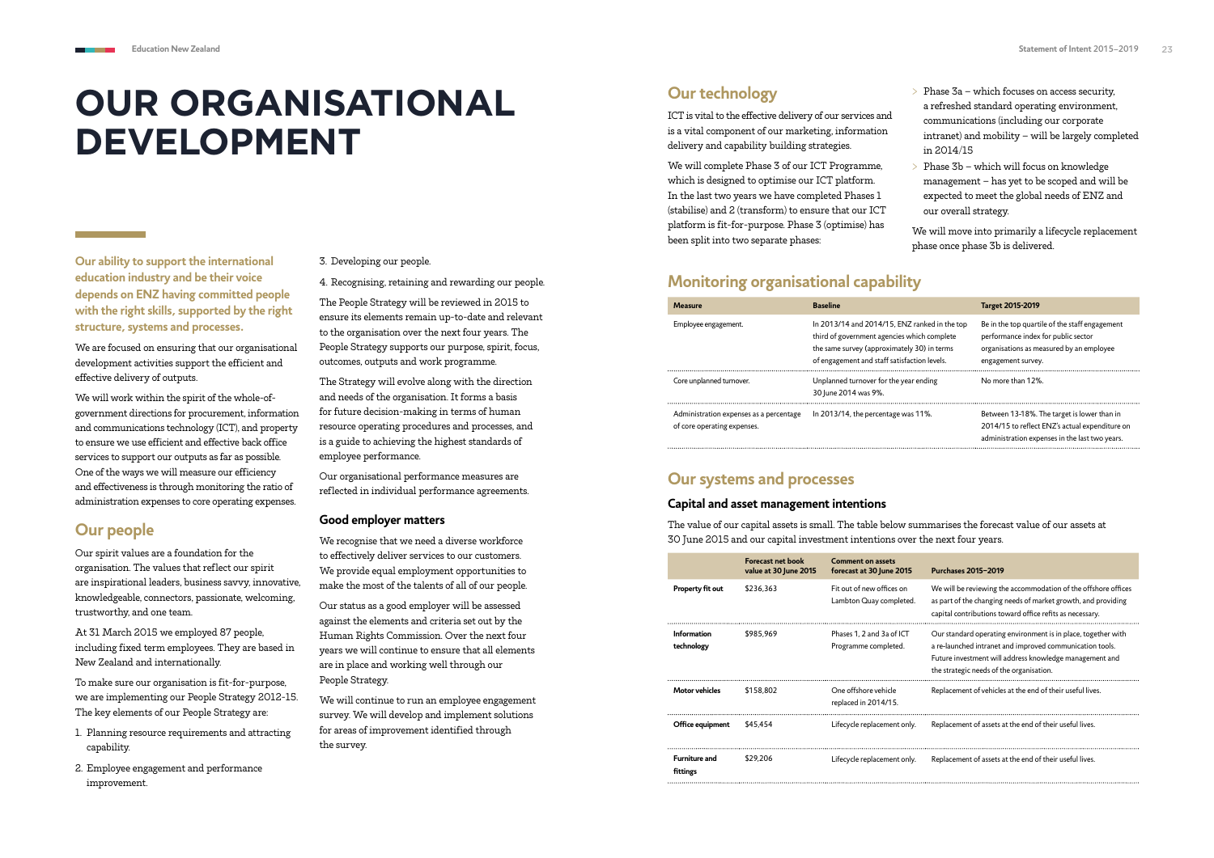# OUR ORGANISATIONAL DEVELOPMENT

**Our ability to support the international education industry and be their voice depends on ENZ having committed people with the right skills, supported by the right structure, systems and processes.**

We are focused on ensuring that our organisational development activities support the efficient and effective delivery of outputs.

We will work within the spirit of the whole-of-government directions for procurement, information and communications technology (ICT), and property to ensure we use efficient and effective back office services to support our outputs as far as possible. One of the ways we will measure our efficiency and effectiveness is through monitoring the ratio of administration expenses to core operating expenses.

## Our people

Our spirit values are a foundation for the organisation. The values that reflect our spirit are inspirational leaders, business savvy, innovative, knowledgeable, connectors, passionate, welcoming, trustworthy, and one team.

At 31 March 2015 we employed 87 people, including fixed term employees. They are based in New Zealand and internationally.

To make sure our organisation is fit-for-purpose, we are implementing our People Strategy 2012-15. The key elements of our People Strategy are:

1. Planning resource requirements and attracting capability.
2. Employee engagement and performance improvement.
3. Developing our people.
4. Recognising, retaining and rewarding our people.

The People Strategy will be reviewed in 2015 to ensure its elements remain up-to-date and relevant to the organisation over the next four years. The People Strategy supports our purpose, spirit, focus, outcomes, outputs and work programme.

The Strategy will evolve along with the direction and needs of the organisation. It forms a basis for future decision-making in terms of human resource operating procedures and processes, and is a guide to achieving the highest standards of employee performance.

Our organisational performance measures are reflected in individual performance agreements.

### Good employer matters

We recognise that we need a diverse workforce to effectively deliver services to our customers. We provide equal employment opportunities to make the most of the talents of all of our people.

Our status as a good employer will be assessed against the elements and criteria set out by the Human Rights Commission. Over the next four years we will continue to ensure that all elements are in place and working well through our People Strategy.

We will continue to run an employee engagement survey. We will develop and implement solutions for areas of improvement identified through the survey.

## Our technology

ICT is vital to the effective delivery of our services and is a vital component of our marketing, information delivery and capability building strategies.

We will complete Phase 3 of our ICT Programme, which is designed to optimise our ICT platform. In the last two years we have completed Phases 1 (stabilise) and 2 (transform) to ensure that our ICT platform is fit-for-purpose. Phase 3 (optimise) has been split into two separate phases:

- Phase 3a – which focuses on access security, a refreshed standard operating environment, communications (including our corporate intranet) and mobility – will be largely completed in 2014/15
- Phase 3b – which will focus on knowledge management – has yet to be scoped and will be expected to meet the global needs of ENZ and our overall strategy.

We will move into primarily a lifecycle replacement phase once phase 3b is delivered.

## Monitoring organisational capability

| Measure | Baseline | Target 2015-2019 |
|---|---|---|
| Employee engagement. | In 2013/14 and 2014/15, ENZ ranked in the top third of government agencies which complete the same survey (approximately 30) in terms of engagement and staff satisfaction levels. | Be in the top quartile of the staff engagement performance index for public sector organisations as measured by an employee engagement survey. |
| Core unplanned turnover. | Unplanned turnover for the year ending 30 June 2014 was 9%. | No more than 12%. |
| Administration expenses as a percentage of core operating expenses. | In 2013/14, the percentage was 11%. | Between 13-18%. The target is lower than in 2014/15 to reflect ENZ's actual expenditure on administration expenses in the last two years. |

## Our systems and processes

### Capital and asset management intentions

The value of our capital assets is small. The table below summarises the forecast value of our assets at 30 June 2015 and our capital investment intentions over the next four years.

| | Forecast net book value at 30 June 2015 | Comment on assets forecast at 30 June 2015 | Purchases 2015–2019 |
|---|---|---|---|
| **Property fit out** | $236,363 | Fit out of new offices on Lambton Quay completed. | We will be reviewing the accommodation of the offshore offices as part of the changing needs of market growth, and providing capital contributions toward office refits as necessary. |
| **Information technology** | $985,969 | Phases 1, 2 and 3a of ICT Programme completed. | Our standard operating environment is in place, together with a re-launched intranet and improved communication tools. Future investment will address knowledge management and the strategic needs of the organisation. |
| **Motor vehicles** | $158,802 | One offshore vehicle replaced in 2014/15. | Replacement of vehicles at the end of their useful lives. |
| **Office equipment** | $45,454 | Lifecycle replacement only. | Replacement of assets at the end of their useful lives. |
| **Furniture and fittings** | $29,206 | Lifecycle replacement only. | Replacement of assets at the end of their useful lives. |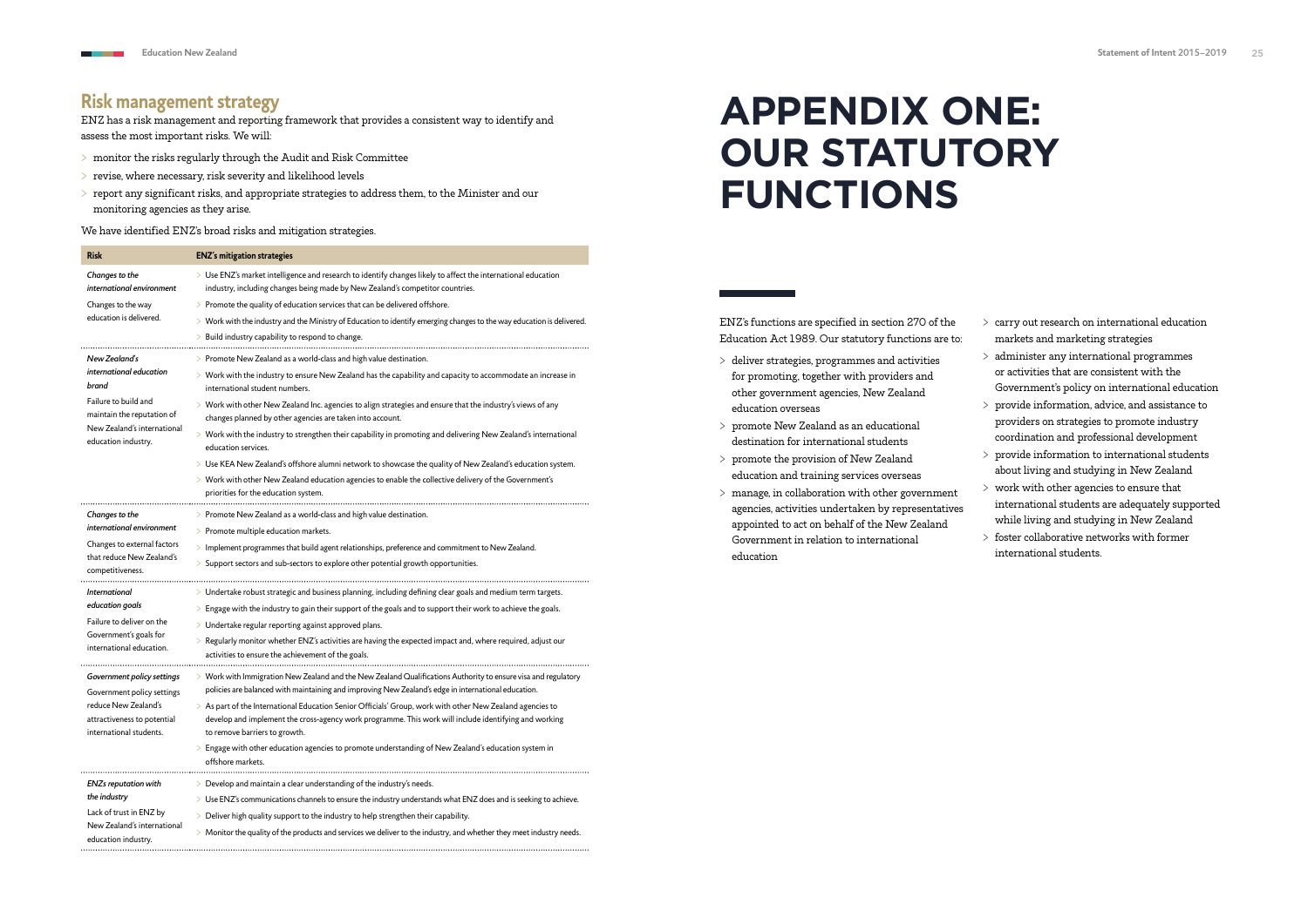## Risk management strategy

ENZ has a risk management and reporting framework that provides a consistent way to identify and assess the most important risks. We will:

- monitor the risks regularly through the Audit and Risk Committee
- revise, where necessary, risk severity and likelihood levels
- report any significant risks, and appropriate strategies to address them, to the Minister and our monitoring agencies as they arise.

We have identified ENZ's broad risks and mitigation strategies.

| Risk | ENZ's mitigation strategies |
|---|---|
| ***Changes to the international environment*** Changes to the way education is delivered. | > Use ENZ's market intelligence and research to identify changes likely to affect the international education industry, including changes being made by New Zealand's competitor countries. > Promote the quality of education services that can be delivered offshore. > Work with the industry and the Ministry of Education to identify emerging changes to the way education is delivered. > Build industry capability to respond to change. |
| ***New Zealand's international education brand*** Failure to build and maintain the reputation of New Zealand's international education industry. | > Promote New Zealand as a world-class and high value destination. > Work with the industry to ensure New Zealand has the capability and capacity to accommodate an increase in international student numbers. > Work with other New Zealand Inc. agencies to align strategies and ensure that the industry's views of any changes planned by other agencies are taken into account. > Work with the industry to strengthen their capability in promoting and delivering New Zealand's international education services. > Use KEA New Zealand's offshore alumni network to showcase the quality of New Zealand's education system. > Work with other New Zealand education agencies to enable the collective delivery of the Government's priorities for the education system. |
| ***Changes to the international environment*** Changes to external factors that reduce New Zealand's competitiveness. | > Promote New Zealand as a world-class and high value destination. > Promote multiple education markets. > Implement programmes that build agent relationships, preference and commitment to New Zealand. > Support sectors and sub-sectors to explore other potential growth opportunities. |
| ***International education goals*** Failure to deliver on the Government's goals for international education. | > Undertake robust strategic and business planning, including defining clear goals and medium term targets. > Engage with the industry to gain their support of the goals and to support their work to achieve the goals. > Undertake regular reporting against approved plans. > Regularly monitor whether ENZ's activities are having the expected impact and, where required, adjust our activities to ensure the achievement of the goals. |
| ***Government policy settings*** Government policy settings reduce New Zealand's attractiveness to potential international students. | > Work with Immigration New Zealand and the New Zealand Qualifications Authority to ensure visa and regulatory policies are balanced with maintaining and improving New Zealand's edge in international education. > As part of the International Education Senior Officials' Group, work with other New Zealand agencies to develop and implement the cross-agency work programme. This work will include identifying and working to remove barriers to growth. > Engage with other education agencies to promote understanding of New Zealand's education system in offshore markets. |
| ***ENZs reputation with the industry*** Lack of trust in ENZ by New Zealand's international education industry. | > Develop and maintain a clear understanding of the industry's needs. > Use ENZ's communications channels to ensure the industry understands what ENZ does and is seeking to achieve. > Deliver high quality support to the industry to help strengthen their capability. > Monitor the quality of the products and services we deliver to the industry, and whether they meet industry needs. |

# APPENDIX ONE: OUR STATUTORY FUNCTIONS

ENZ's functions are specified in section 270 of the Education Act 1989. Our statutory functions are to:

- deliver strategies, programmes and activities for promoting, together with providers and other government agencies, New Zealand education overseas
- promote New Zealand as an educational destination for international students
- promote the provision of New Zealand education and training services overseas
- manage, in collaboration with other government agencies, activities undertaken by representatives appointed to act on behalf of the New Zealand Government in relation to international education
- carry out research on international education markets and marketing strategies
- administer any international programmes or activities that are consistent with the Government's policy on international education
- provide information, advice, and assistance to providers on strategies to promote industry coordination and professional development
- provide information to international students about living and studying in New Zealand
- work with other agencies to ensure that international students are adequately supported while living and studying in New Zealand
- foster collaborative networks with former international students.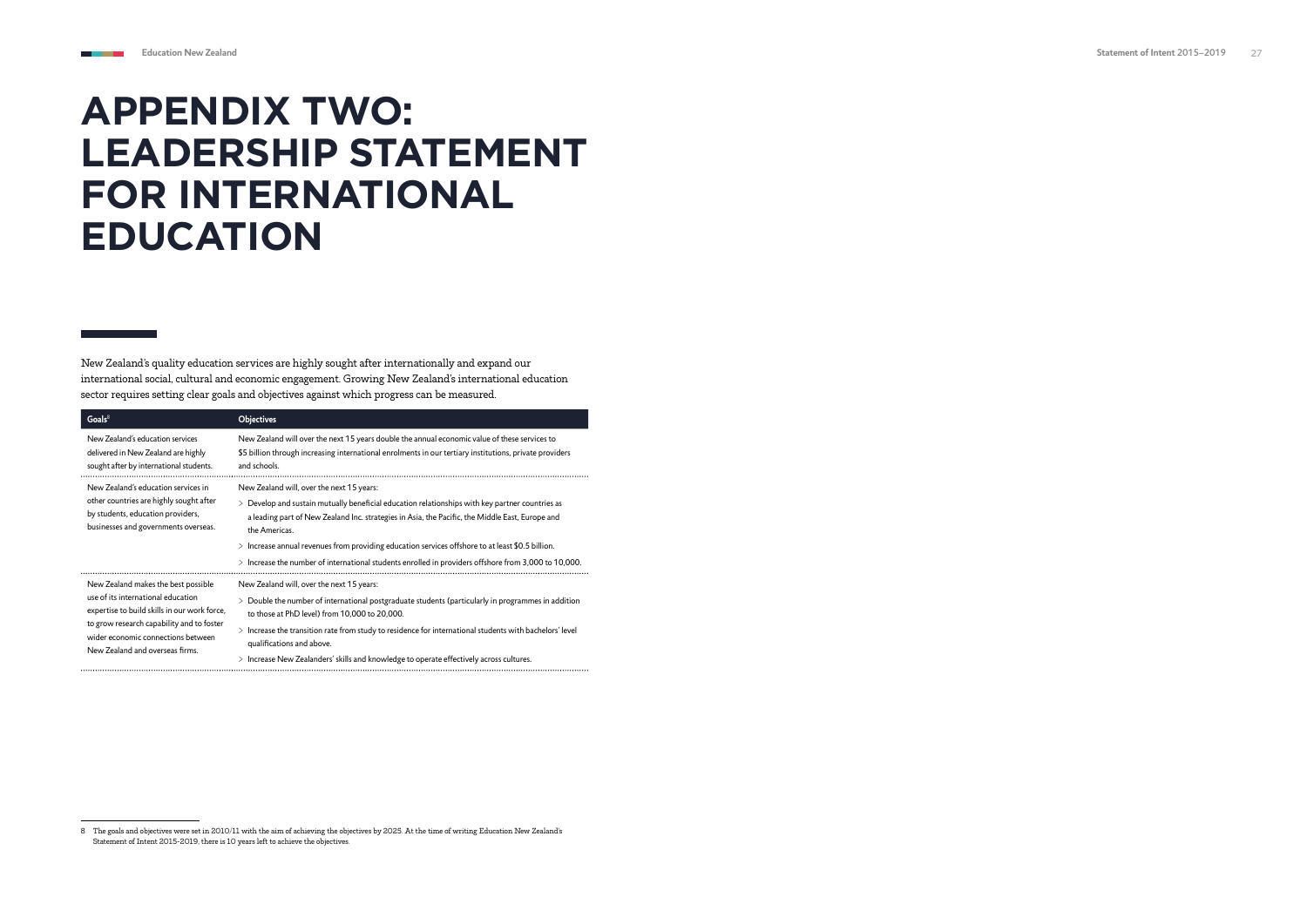# APPENDIX TWO: LEADERSHIP STATEMENT FOR INTERNATIONAL EDUCATION

New Zealand's quality education services are highly sought after internationally and expand our international social, cultural and economic engagement. Growing New Zealand's international education sector requires setting clear goals and objectives against which progress can be measured.

| Goals[8] | Objectives |
|---|---|
| New Zealand's education services delivered in New Zealand are highly sought after by international students. | New Zealand will over the next 15 years double the annual economic value of these services to $5 billion through increasing international enrolments in our tertiary institutions, private providers and schools. |
| New Zealand's education services in other countries are highly sought after by students, education providers, businesses and governments overseas. | New Zealand will, over the next 15 years:<br>> Develop and sustain mutually beneficial education relationships with key partner countries as a leading part of New Zealand Inc. strategies in Asia, the Pacific, the Middle East, Europe and the Americas.<br>> Increase annual revenues from providing education services offshore to at least $0.5 billion.<br>> Increase the number of international students enrolled in providers offshore from 3,000 to 10,000. |
| New Zealand makes the best possible use of its international education expertise to build skills in our work force, to grow research capability and to foster wider economic connections between New Zealand and overseas firms. | New Zealand will, over the next 15 years:<br>> Double the number of international postgraduate students (particularly in programmes in addition to those at PhD level) from 10,000 to 20,000.<br>> Increase the transition rate from study to residence for international students with bachelors' level qualifications and above.<br>> Increase New Zealanders' skills and knowledge to operate effectively across cultures. |

8 The goals and objectives were set in 2010/11 with the aim of achieving the objectives by 2025. At the time of writing Education New Zealand's Statement of Intent 2015-2019, there is 10 years left to achieve the objectives.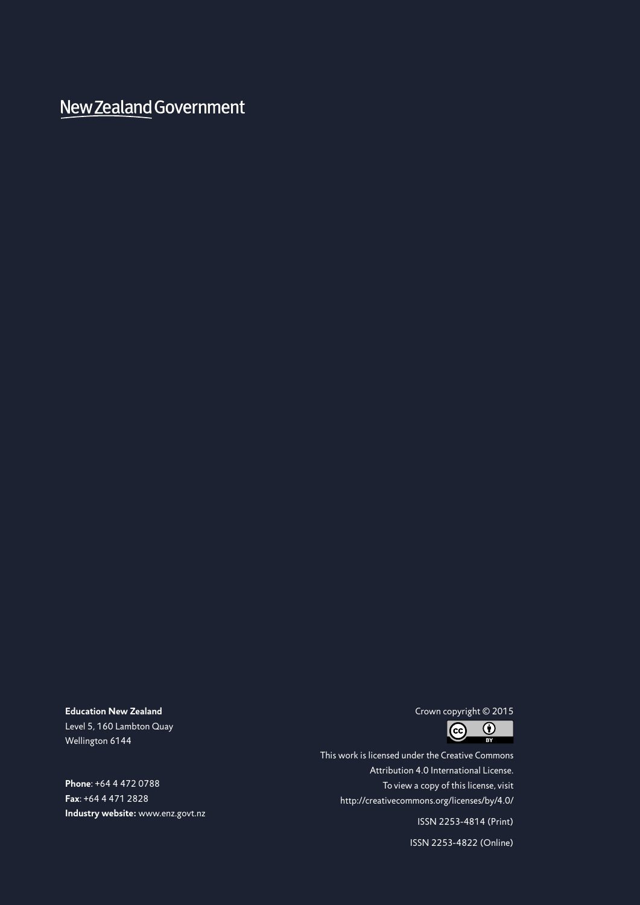New Zealand Government

**Education New Zealand**
Level 5, 160 Lambton Quay
Wellington 6144

**Phone**: +64 4 472 0788
**Fax**: +64 4 471 2828
**Industry website:** www.enz.govt.nz

Crown copyright © 2015

This work is licensed under the Creative Commons Attribution 4.0 International License. To view a copy of this license, visit http://creativecommons.org/licenses/by/4.0/

ISSN 2253-4814 (Print)

ISSN 2253-4822 (Online)